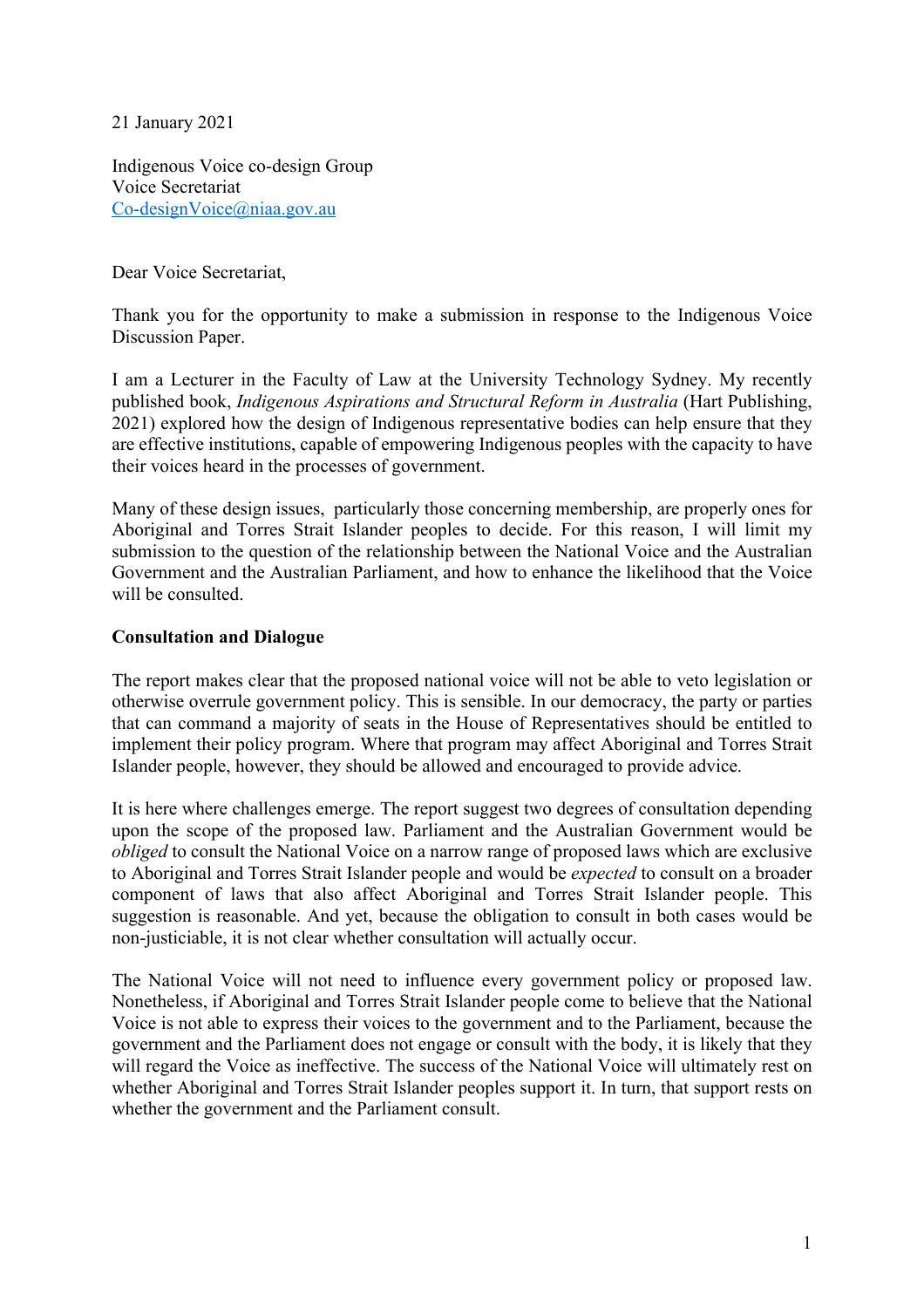21 January 2021

Indigenous Voice co-design Group
Voice Secretariat
Co-designVoice@niaa.gov.au

Dear Voice Secretariat,

Thank you for the opportunity to make a submission in response to the Indigenous Voice Discussion Paper.

I am a Lecturer in the Faculty of Law at the University Technology Sydney. My recently published book, *Indigenous Aspirations and Structural Reform in Australia* (Hart Publishing, 2021) explored how the design of Indigenous representative bodies can help ensure that they are effective institutions, capable of empowering Indigenous peoples with the capacity to have their voices heard in the processes of government.

Many of these design issues, particularly those concerning membership, are properly ones for Aboriginal and Torres Strait Islander peoples to decide. For this reason, I will limit my submission to the question of the relationship between the National Voice and the Australian Government and the Australian Parliament, and how to enhance the likelihood that the Voice will be consulted.

**Consultation and Dialogue**

The report makes clear that the proposed national voice will not be able to veto legislation or otherwise overrule government policy. This is sensible. In our democracy, the party or parties that can command a majority of seats in the House of Representatives should be entitled to implement their policy program. Where that program may affect Aboriginal and Torres Strait Islander people, however, they should be allowed and encouraged to provide advice.

It is here where challenges emerge. The report suggest two degrees of consultation depending upon the scope of the proposed law. Parliament and the Australian Government would be *obliged* to consult the National Voice on a narrow range of proposed laws which are exclusive to Aboriginal and Torres Strait Islander people and would be *expected* to consult on a broader component of laws that also affect Aboriginal and Torres Strait Islander people. This suggestion is reasonable. And yet, because the obligation to consult in both cases would be non-justiciable, it is not clear whether consultation will actually occur.

The National Voice will not need to influence every government policy or proposed law. Nonetheless, if Aboriginal and Torres Strait Islander people come to believe that the National Voice is not able to express their voices to the government and to the Parliament, because the government and the Parliament does not engage or consult with the body, it is likely that they will regard the Voice as ineffective. The success of the National Voice will ultimately rest on whether Aboriginal and Torres Strait Islander peoples support it. In turn, that support rests on whether the government and the Parliament consult.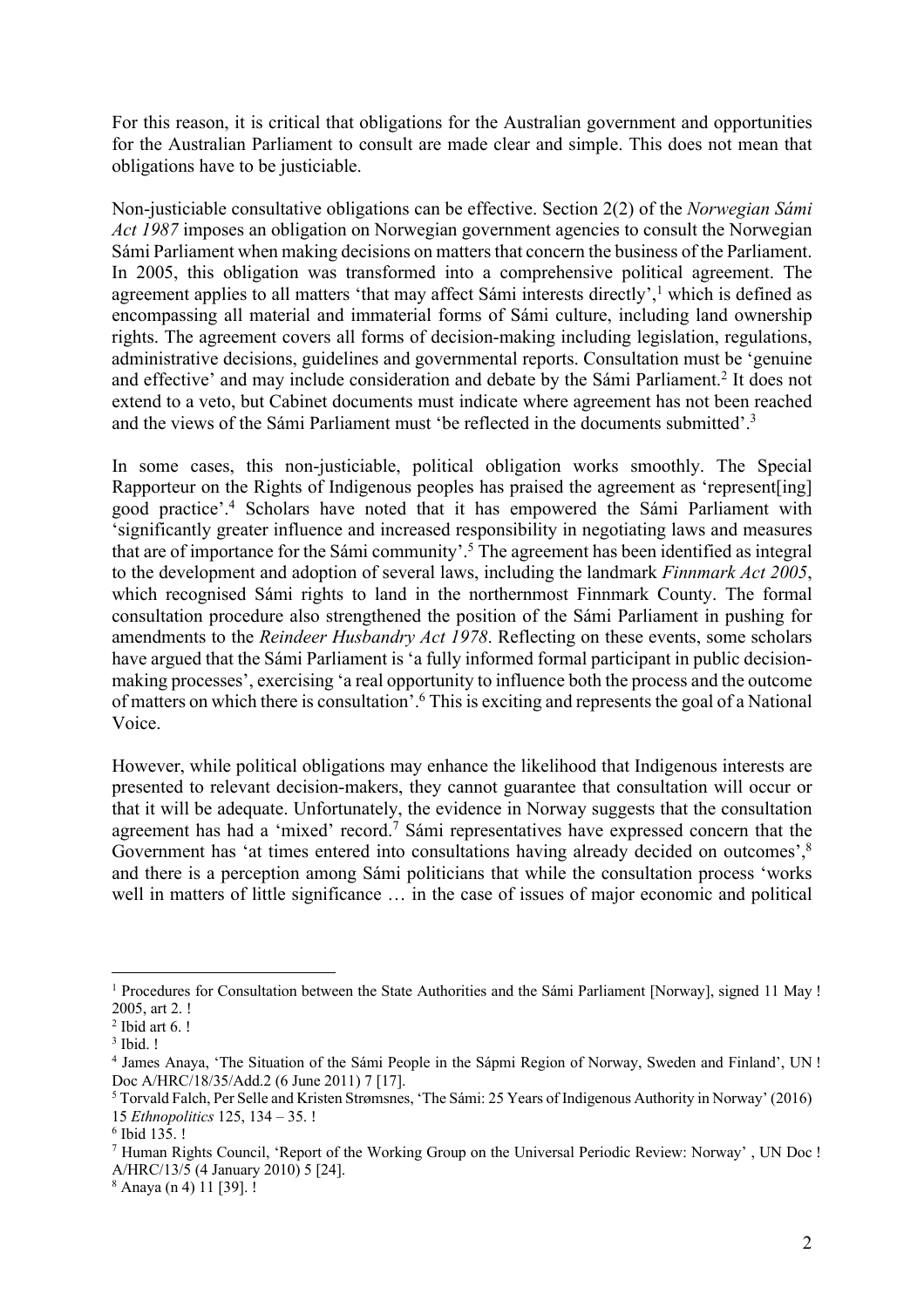For this reason, it is critical that obligations for the Australian government and opportunities for the Australian Parliament to consult are made clear and simple. This does not mean that obligations have to be justiciable.

Non-justiciable consultative obligations can be effective. Section 2(2) of the *Norwegian Sámi Act 1987* imposes an obligation on Norwegian government agencies to consult the Norwegian Sámi Parliament when making decisions on matters that concern the business of the Parliament. In 2005, this obligation was transformed into a comprehensive political agreement. The agreement applies to all matters 'that may affect Sámi interests directly',[1] which is defined as encompassing all material and immaterial forms of Sámi culture, including land ownership rights. The agreement covers all forms of decision-making including legislation, regulations, administrative decisions, guidelines and governmental reports. Consultation must be 'genuine and effective' and may include consideration and debate by the Sámi Parliament.[2] It does not extend to a veto, but Cabinet documents must indicate where agreement has not been reached and the views of the Sámi Parliament must 'be reflected in the documents submitted'.[3]

In some cases, this non-justiciable, political obligation works smoothly. The Special Rapporteur on the Rights of Indigenous peoples has praised the agreement as 'represent[ing] good practice'.[4] Scholars have noted that it has empowered the Sámi Parliament with 'significantly greater influence and increased responsibility in negotiating laws and measures that are of importance for the Sámi community'.[5] The agreement has been identified as integral to the development and adoption of several laws, including the landmark *Finnmark Act 2005*, which recognised Sámi rights to land in the northernmost Finnmark County. The formal consultation procedure also strengthened the position of the Sámi Parliament in pushing for amendments to the *Reindeer Husbandry Act 1978*. Reflecting on these events, some scholars have argued that the Sámi Parliament is 'a fully informed formal participant in public decision-making processes', exercising 'a real opportunity to influence both the process and the outcome of matters on which there is consultation'.[6] This is exciting and represents the goal of a National Voice.

However, while political obligations may enhance the likelihood that Indigenous interests are presented to relevant decision-makers, they cannot guarantee that consultation will occur or that it will be adequate. Unfortunately, the evidence in Norway suggests that the consultation agreement has had a 'mixed' record.[7] Sámi representatives have expressed concern that the Government has 'at times entered into consultations having already decided on outcomes',[8] and there is a perception among Sámi politicians that while the consultation process 'works well in matters of little significance … in the case of issues of major economic and political

---

[1] Procedures for Consultation between the State Authorities and the Sámi Parliament [Norway], signed 11 May 2005, art 2.

[2] Ibid art 6.

[3] Ibid.

[4] James Anaya, 'The Situation of the Sámi People in the Sápmi Region of Norway, Sweden and Finland', UN Doc A/HRC/18/35/Add.2 (6 June 2011) 7 [17].

[5] Torvald Falch, Per Selle and Kristen Strømsnes, 'The Sámi: 25 Years of Indigenous Authority in Norway' (2016) 15 *Ethnopolitics* 125, 134 – 35.

[6] Ibid 135.

[7] Human Rights Council, 'Report of the Working Group on the Universal Periodic Review: Norway' , UN Doc A/HRC/13/5 (4 January 2010) 5 [24].

[8] Anaya (n 4) 11 [39].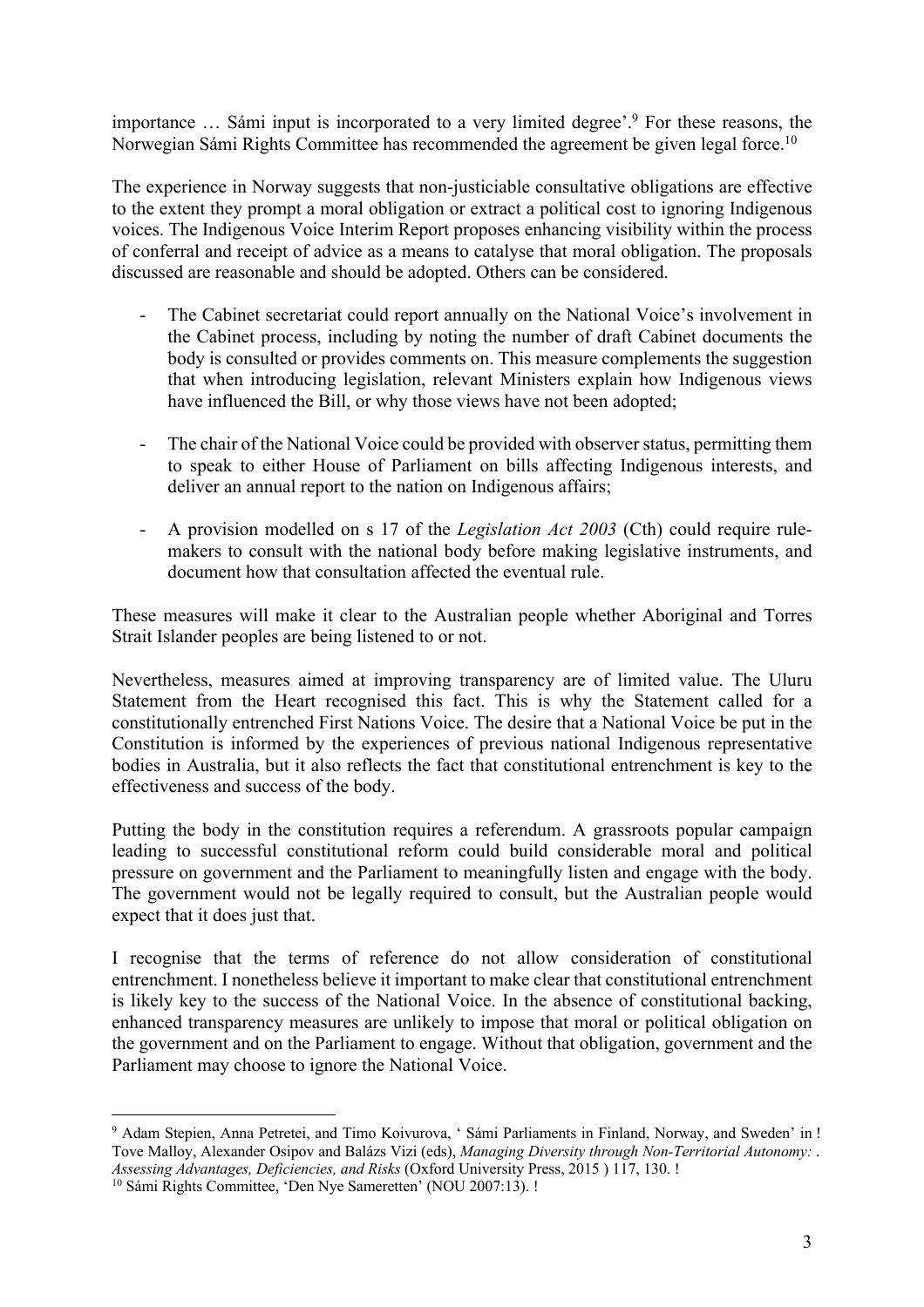importance … Sámi input is incorporated to a very limited degree'.[9] For these reasons, the Norwegian Sámi Rights Committee has recommended the agreement be given legal force.[10]

The experience in Norway suggests that non-justiciable consultative obligations are effective to the extent they prompt a moral obligation or extract a political cost to ignoring Indigenous voices. The Indigenous Voice Interim Report proposes enhancing visibility within the process of conferral and receipt of advice as a means to catalyse that moral obligation. The proposals discussed are reasonable and should be adopted. Others can be considered.

- The Cabinet secretariat could report annually on the National Voice's involvement in the Cabinet process, including by noting the number of draft Cabinet documents the body is consulted or provides comments on. This measure complements the suggestion that when introducing legislation, relevant Ministers explain how Indigenous views have influenced the Bill, or why those views have not been adopted;

- The chair of the National Voice could be provided with observer status, permitting them to speak to either House of Parliament on bills affecting Indigenous interests, and deliver an annual report to the nation on Indigenous affairs;

- A provision modelled on s 17 of the *Legislation Act 2003* (Cth) could require rule-makers to consult with the national body before making legislative instruments, and document how that consultation affected the eventual rule.

These measures will make it clear to the Australian people whether Aboriginal and Torres Strait Islander peoples are being listened to or not.

Nevertheless, measures aimed at improving transparency are of limited value. The Uluru Statement from the Heart recognised this fact. This is why the Statement called for a constitutionally entrenched First Nations Voice. The desire that a National Voice be put in the Constitution is informed by the experiences of previous national Indigenous representative bodies in Australia, but it also reflects the fact that constitutional entrenchment is key to the effectiveness and success of the body.

Putting the body in the constitution requires a referendum. A grassroots popular campaign leading to successful constitutional reform could build considerable moral and political pressure on government and the Parliament to meaningfully listen and engage with the body. The government would not be legally required to consult, but the Australian people would expect that it does just that.

I recognise that the terms of reference do not allow consideration of constitutional entrenchment. I nonetheless believe it important to make clear that constitutional entrenchment is likely key to the success of the National Voice. In the absence of constitutional backing, enhanced transparency measures are unlikely to impose that moral or political obligation on the government and on the Parliament to engage. Without that obligation, government and the Parliament may choose to ignore the National Voice.

[9] Adam Stepien, Anna Petretei, and Timo Koivurova, ' Sámi Parliaments in Finland, Norway, and Sweden' in ! Tove Malloy, Alexander Osipov and Balázs Vizi (eds), *Managing Diversity through Non-Territorial Autonomy: . Assessing Advantages, Deficiencies, and Risks* (Oxford University Press, 2015 ) 117, 130. !

[10] Sámi Rights Committee, 'Den Nye Sameretten' (NOU 2007:13). !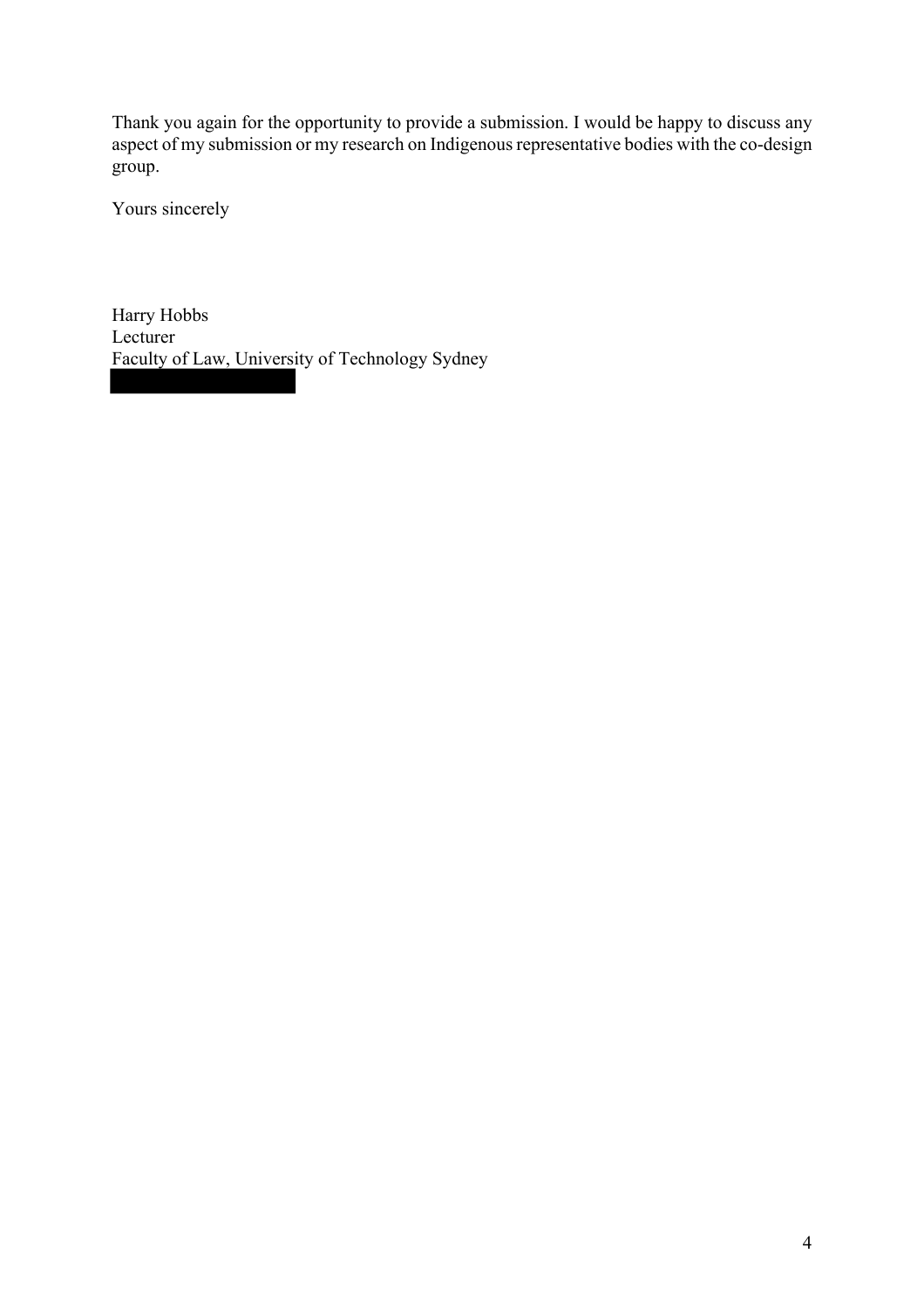Thank you again for the opportunity to provide a submission. I would be happy to discuss any aspect of my submission or my research on Indigenous representative bodies with the co-design group.

Yours sincerely

Harry Hobbs
Lecturer
Faculty of Law, University of Technology Sydney